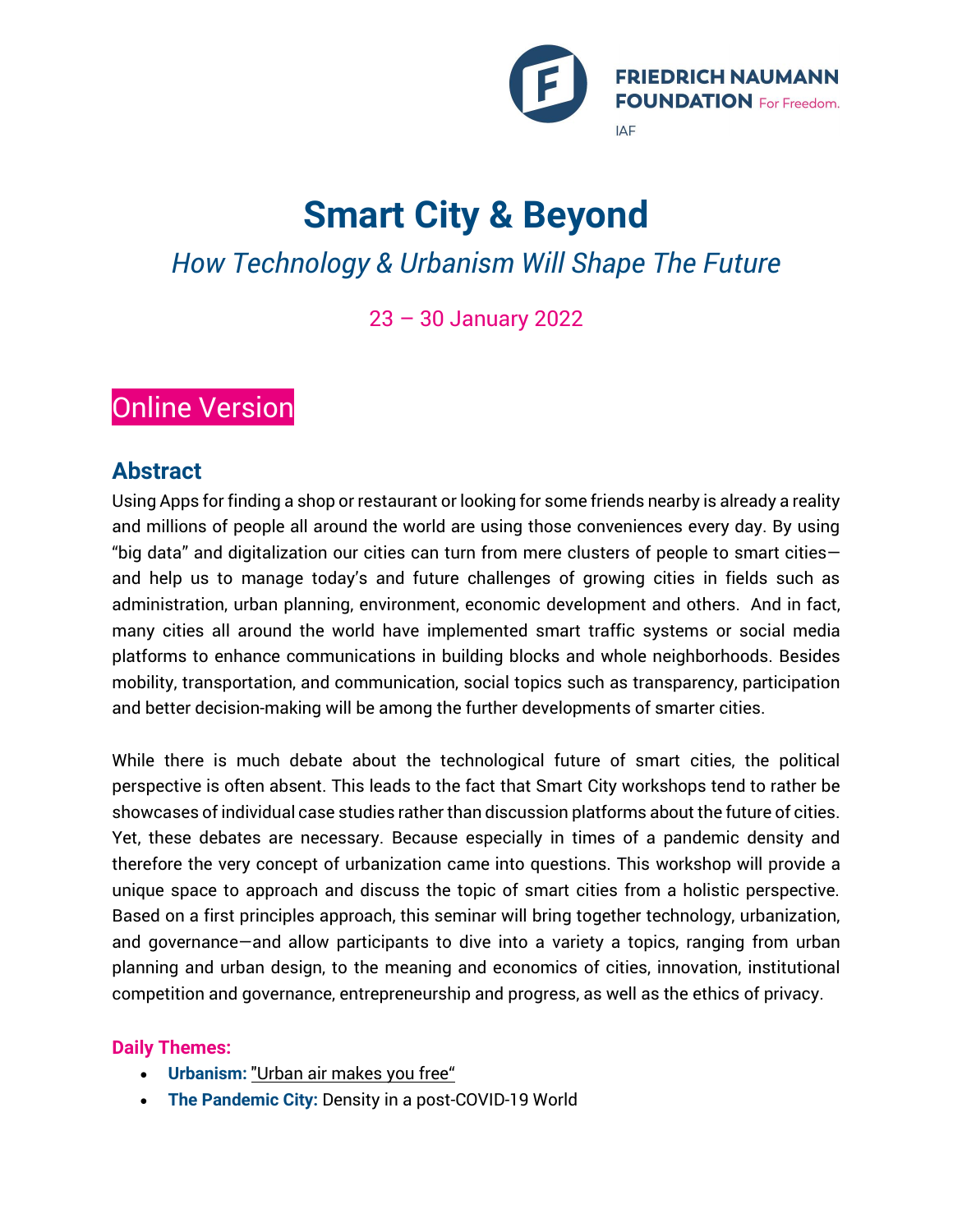FRIEDRICH NAUMANN FOUNDATION For Freedom.

IAF

# Smart City & Beyond

## *How Technology & Urbanism Will Shape The Future*

23 – 30 January 2022

## Online Version

### Abstract

Using Apps for finding a shop or restaurant or looking for some friends nearby is already a reality and millions of people all around the world are using those conveniences every day. By using "big data" and digitalization our cities can turn from mere clusters of people to smart cities—and help us to manage today's and future challenges of growing cities in fields such as administration, urban planning, environment, economic development and others.  And in fact, many cities all around the world have implemented smart traffic systems or social media platforms to enhance communications in building blocks and whole neighborhoods. Besides mobility, transportation, and communication, social topics such as transparency, participation and better decision-making will be among the further developments of smarter cities.

While there is much debate about the technological future of smart cities, the political perspective is often absent. This leads to the fact that Smart City workshops tend to rather be showcases of individual case studies rather than discussion platforms about the future of cities. Yet, these debates are necessary. Because especially in times of a pandemic density and therefore the very concept of urbanization came into questions. This workshop will provide a unique space to approach and discuss the topic of smart cities from a holistic perspective. Based on a first principles approach, this seminar will bring together technology, urbanization, and governance—and allow participants to dive into a variety a topics, ranging from urban planning and urban design, to the meaning and economics of cities, innovation, institutional competition and governance, entrepreneurship and progress, as well as the ethics of privacy.

**Daily Themes:**

- **Urbanism:** "Urban air makes you free"
- **The Pandemic City:** Density in a post-COVID-19 World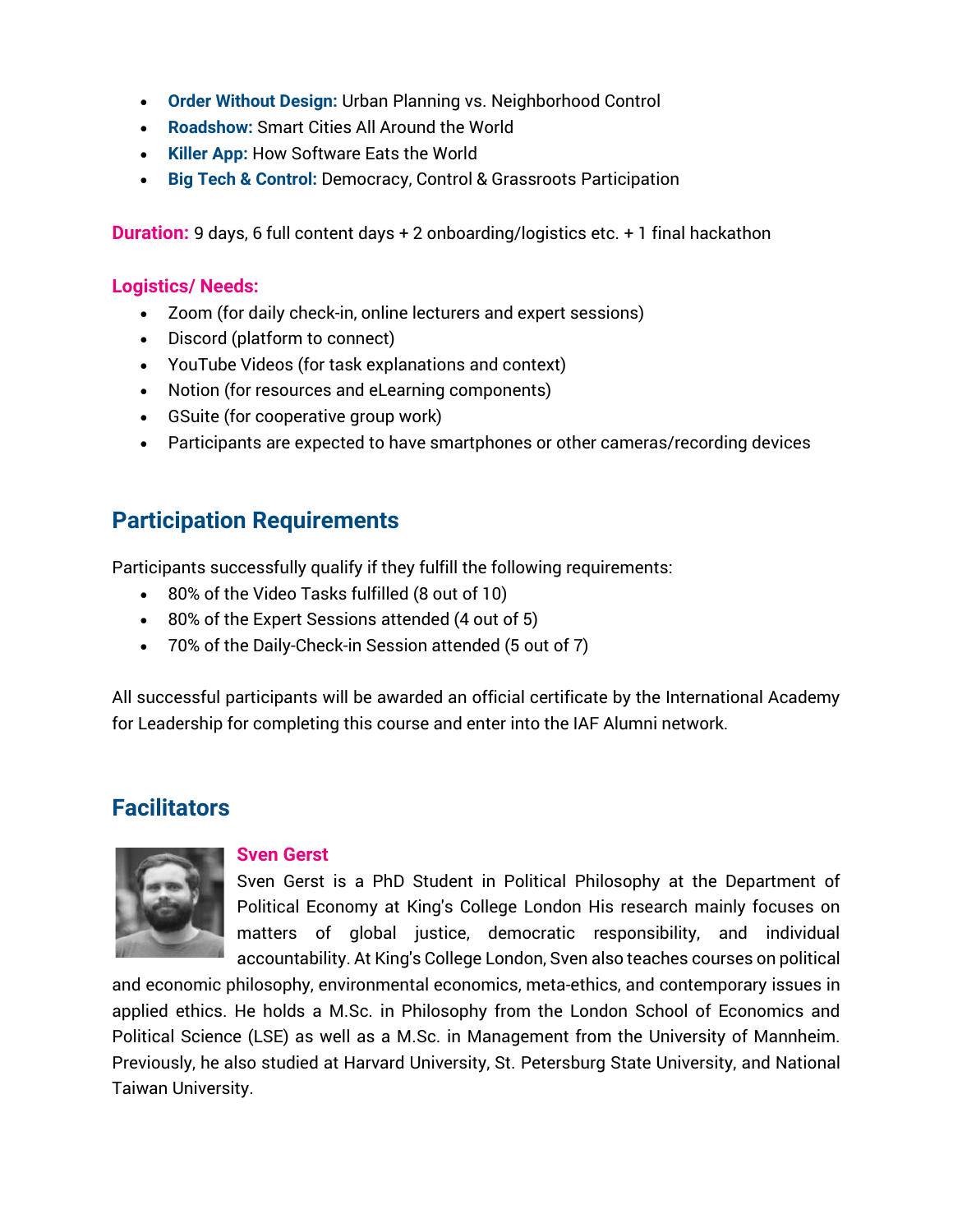- **Order Without Design:** Urban Planning vs. Neighborhood Control
- **Roadshow:** Smart Cities All Around the World
- **Killer App:** How Software Eats the World
- **Big Tech & Control:** Democracy, Control & Grassroots Participation

**Duration:** 9 days, 6 full content days + 2 onboarding/logistics etc. + 1 final hackathon

**Logistics/ Needs:**

- Zoom (for daily check-in, online lecturers and expert sessions)
- Discord (platform to connect)
- YouTube Videos (for task explanations and context)
- Notion (for resources and eLearning components)
- GSuite (for cooperative group work)
- Participants are expected to have smartphones or other cameras/recording devices

## Participation Requirements

Participants successfully qualify if they fulfill the following requirements:

- 80% of the Video Tasks fulfilled (8 out of 10)
- 80% of the Expert Sessions attended (4 out of 5)
- 70% of the Daily-Check-in Session attended (5 out of 7)

All successful participants will be awarded an official certificate by the International Academy for Leadership for completing this course and enter into the IAF Alumni network.

## Facilitators

### Sven Gerst

Sven Gerst is a PhD Student in Political Philosophy at the Department of Political Economy at King's College London His research mainly focuses on matters of global justice, democratic responsibility, and individual accountability. At King's College London, Sven also teaches courses on political and economic philosophy, environmental economics, meta-ethics, and contemporary issues in applied ethics. He holds a M.Sc. in Philosophy from the London School of Economics and Political Science (LSE) as well as a M.Sc. in Management from the University of Mannheim. Previously, he also studied at Harvard University, St. Petersburg State University, and National Taiwan University.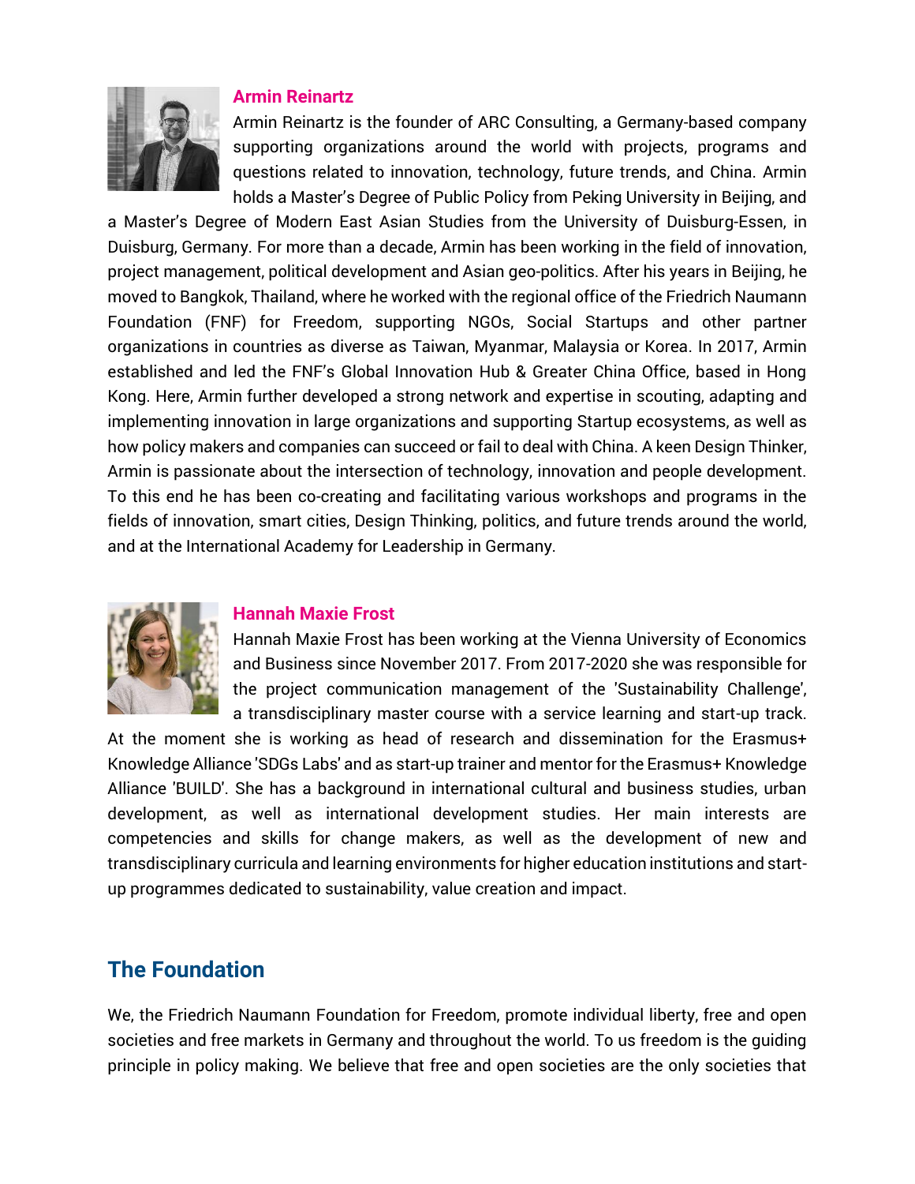### Armin Reinartz

Armin Reinartz is the founder of ARC Consulting, a Germany-based company supporting organizations around the world with projects, programs and questions related to innovation, technology, future trends, and China. Armin holds a Master's Degree of Public Policy from Peking University in Beijing, and a Master's Degree of Modern East Asian Studies from the University of Duisburg-Essen, in Duisburg, Germany. For more than a decade, Armin has been working in the field of innovation, project management, political development and Asian geo-politics. After his years in Beijing, he moved to Bangkok, Thailand, where he worked with the regional office of the Friedrich Naumann Foundation (FNF) for Freedom, supporting NGOs, Social Startups and other partner organizations in countries as diverse as Taiwan, Myanmar, Malaysia or Korea. In 2017, Armin established and led the FNF's Global Innovation Hub & Greater China Office, based in Hong Kong. Here, Armin further developed a strong network and expertise in scouting, adapting and implementing innovation in large organizations and supporting Startup ecosystems, as well as how policy makers and companies can succeed or fail to deal with China. A keen Design Thinker, Armin is passionate about the intersection of technology, innovation and people development. To this end he has been co-creating and facilitating various workshops and programs in the fields of innovation, smart cities, Design Thinking, politics, and future trends around the world, and at the International Academy for Leadership in Germany.

### Hannah Maxie Frost

Hannah Maxie Frost has been working at the Vienna University of Economics and Business since November 2017. From 2017-2020 she was responsible for the project communication management of the 'Sustainability Challenge', a transdisciplinary master course with a service learning and start-up track. At the moment she is working as head of research and dissemination for the Erasmus+ Knowledge Alliance 'SDGs Labs' and as start-up trainer and mentor for the Erasmus+ Knowledge Alliance 'BUILD'. She has a background in international cultural and business studies, urban development, as well as international development studies. Her main interests are competencies and skills for change makers, as well as the development of new and transdisciplinary curricula and learning environments for higher education institutions and start-up programmes dedicated to sustainability, value creation and impact.

## The Foundation

We, the Friedrich Naumann Foundation for Freedom, promote individual liberty, free and open societies and free markets in Germany and throughout the world. To us freedom is the guiding principle in policy making. We believe that free and open societies are the only societies that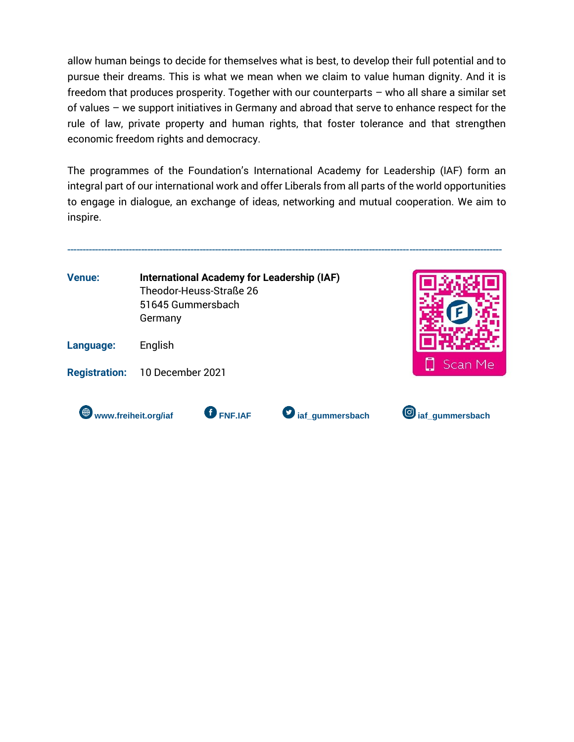allow human beings to decide for themselves what is best, to develop their full potential and to pursue their dreams. This is what we mean when we claim to value human dignity. And it is freedom that produces prosperity. Together with our counterparts – who all share a similar set of values – we support initiatives in Germany and abroad that serve to enhance respect for the rule of law, private property and human rights, that foster tolerance and that strengthen economic freedom rights and democracy.

The programmes of the Foundation's International Academy for Leadership (IAF) form an integral part of our international work and offer Liberals from all parts of the world opportunities to engage in dialogue, an exchange of ideas, networking and mutual cooperation. We aim to inspire.

---

**Venue:** **International Academy for Leadership (IAF)**
Theodor-Heuss-Straße 26
51645 Gummersbach
Germany

**Language:** English

**Registration:** 10 December 2021

Scan Me

**www.freiheit.org/iaf** **FNF.IAF** **iaf_gummersbach** **iaf_gummersbach**